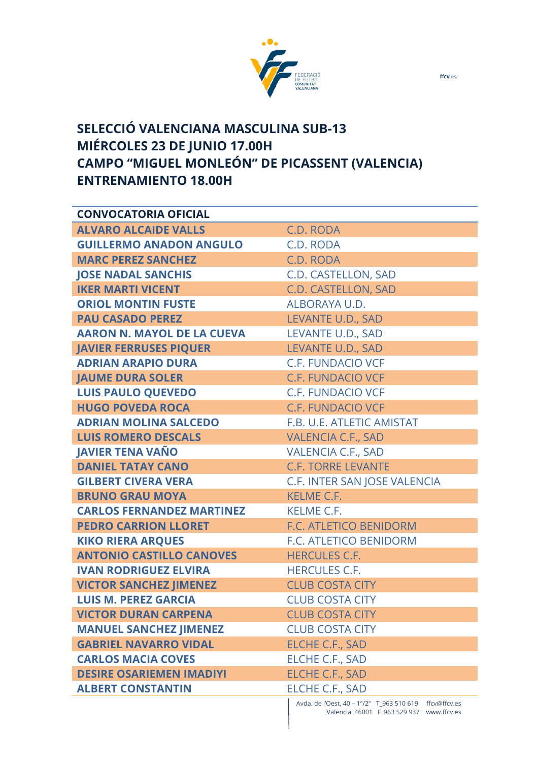# SELECCIÓ VALENCIANA MASCULINA SUB-13
# MIÉRCOLES 23 DE JUNIO 17.00H
# CAMPO "MIGUEL MONLEÓN" DE PICASSENT (VALENCIA)
# ENTRENAMIENTO 18.00H

| CONVOCATORIA OFICIAL | |
|---|---|
| **ALVARO ALCAIDE VALLS** | C.D. RODA |
| **GUILLERMO ANADON ANGULO** | C.D. RODA |
| **MARC PEREZ SANCHEZ** | C.D. RODA |
| **JOSE NADAL SANCHIS** | C.D. CASTELLON, SAD |
| **IKER MARTI VICENT** | C.D. CASTELLON, SAD |
| **ORIOL MONTIN FUSTE** | ALBORAYA U.D. |
| **PAU CASADO PEREZ** | LEVANTE U.D., SAD |
| **AARON N. MAYOL DE LA CUEVA** | LEVANTE U.D., SAD |
| **JAVIER FERRUSES PIQUER** | LEVANTE U.D., SAD |
| **ADRIAN ARAPIO DURA** | C.F. FUNDACIO VCF |
| **JAUME DURA SOLER** | C.F. FUNDACIO VCF |
| **LUIS PAULO QUEVEDO** | C.F. FUNDACIO VCF |
| **HUGO POVEDA ROCA** | C.F. FUNDACIO VCF |
| **ADRIAN MOLINA SALCEDO** | F.B. U.E. ATLETIC AMISTAT |
| **LUIS ROMERO DESCALS** | VALENCIA C.F., SAD |
| **JAVIER TENA VAÑO** | VALENCIA C.F., SAD |
| **DANIEL TATAY CANO** | C.F. TORRE LEVANTE |
| **GILBERT CIVERA VERA** | C.F. INTER SAN JOSE VALENCIA |
| **BRUNO GRAU MOYA** | KELME C.F. |
| **CARLOS FERNANDEZ MARTINEZ** | KELME C.F. |
| **PEDRO CARRION LLORET** | F.C. ATLETICO BENIDORM |
| **KIKO RIERA ARQUES** | F.C. ATLETICO BENIDORM |
| **ANTONIO CASTILLO CANOVES** | HERCULES C.F. |
| **IVAN RODRIGUEZ ELVIRA** | HERCULES C.F. |
| **VICTOR SANCHEZ JIMENEZ** | CLUB COSTA CITY |
| **LUIS M. PEREZ GARCIA** | CLUB COSTA CITY |
| **VICTOR DURAN CARPENA** | CLUB COSTA CITY |
| **MANUEL SANCHEZ JIMENEZ** | CLUB COSTA CITY |
| **GABRIEL NAVARRO VIDAL** | ELCHE C.F., SAD |
| **CARLOS MACIA COVES** | ELCHE C.F., SAD |
| **DESIRE OSARIEMEN IMADIYI** | ELCHE C.F., SAD |
| **ALBERT CONSTANTIN** | ELCHE C.F., SAD |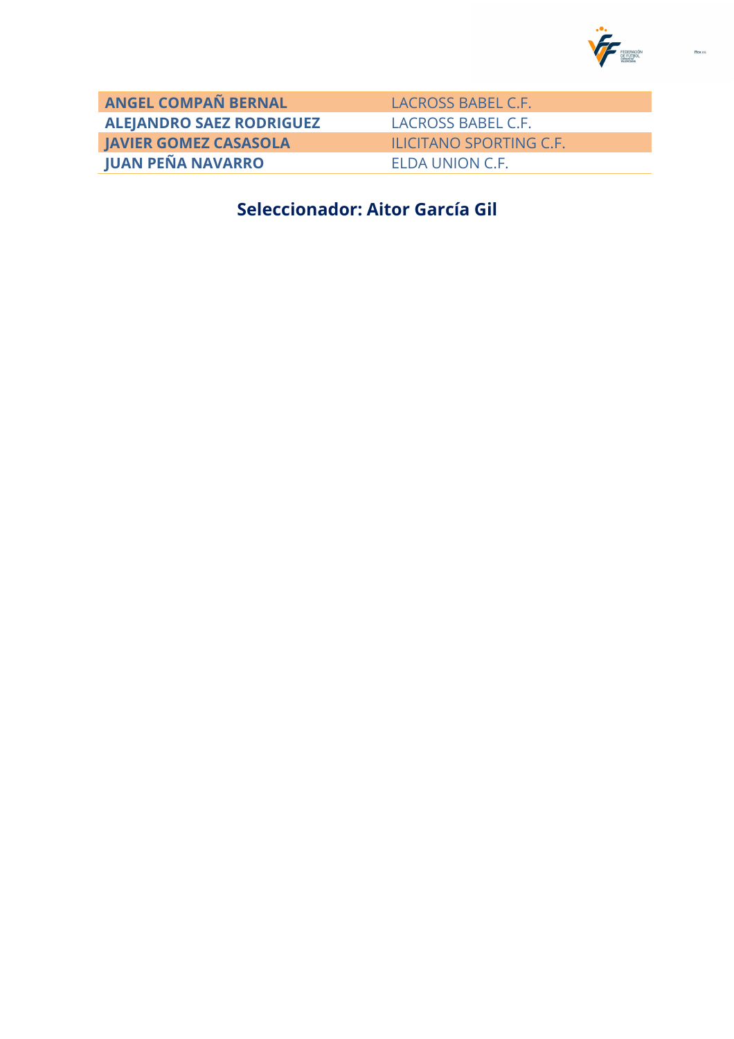| | |
|---|---|
| **ANGEL COMPAÑ BERNAL** | LACROSS BABEL C.F. |
| **ALEJANDRO SAEZ RODRIGUEZ** | LACROSS BABEL C.F. |
| **JAVIER GOMEZ CASASOLA** | ILICITANO SPORTING C.F. |
| **JUAN PEÑA NAVARRO** | ELDA UNION C.F. |

**Seleccionador: Aitor García Gil**